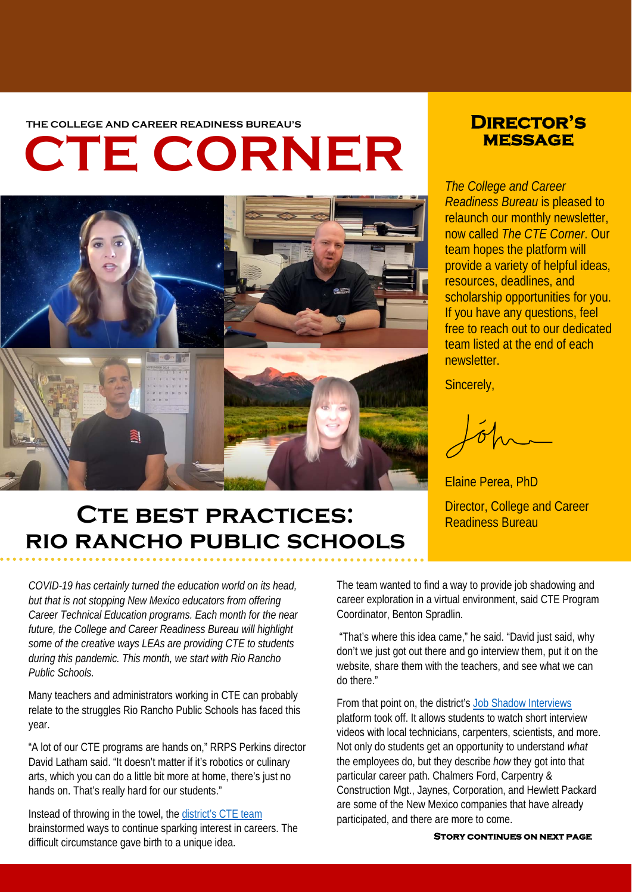THE COLLEGE AND CAREER READINESS BUREAU'S

# CTE CORNER

## Director's Message

*The College and Career Readiness Bureau* is pleased to relaunch our monthly newsletter, now called *The CTE Corner*. Our team hopes the platform will provide a variety of helpful ideas, resources, deadlines, and scholarship opportunities for you. If you have any questions, feel free to reach out to our dedicated team listed at the end of each newsletter.

Sincerely,

Elaine Perea, PhD

Director, College and Career Readiness Bureau

## CTE Best Practices: Rio Rancho Public Schools

*COVID-19 has certainly turned the education world on its head, but that is not stopping New Mexico educators from offering Career Technical Education programs. Each month for the near future, the College and Career Readiness Bureau will highlight some of the creative ways LEAs are providing CTE to students during this pandemic. This month, we start with Rio Rancho Public Schools.*

Many teachers and administrators working in CTE can probably relate to the struggles Rio Rancho Public Schools has faced this year.

"A lot of our CTE programs are hands on," RRPS Perkins director David Latham said. "It doesn't matter if it's robotics or culinary arts, which you can do a little bit more at home, there's just no hands on. That's really hard for our students."

Instead of throwing in the towel, the [district's CTE team] brainstormed ways to continue sparking interest in careers. The difficult circumstance gave birth to a unique idea.

The team wanted to find a way to provide job shadowing and career exploration in a virtual environment, said CTE Program Coordinator, Benton Spradlin.

"That's where this idea came," he said. "David just said, why don't we just got out there and go interview them, put it on the website, share them with the teachers, and see what we can do there."

From that point on, the district's [Job Shadow Interviews] platform took off. It allows students to watch short interview videos with local technicians, carpenters, scientists, and more. Not only do students get an opportunity to understand *what* the employees do, but they describe *how* they got into that particular career path. Chalmers Ford, Carpentry & Construction Mgt., Jaynes, Corporation, and Hewlett Packard are some of the New Mexico companies that have already participated, and there are more to come.

**Story continues on next page**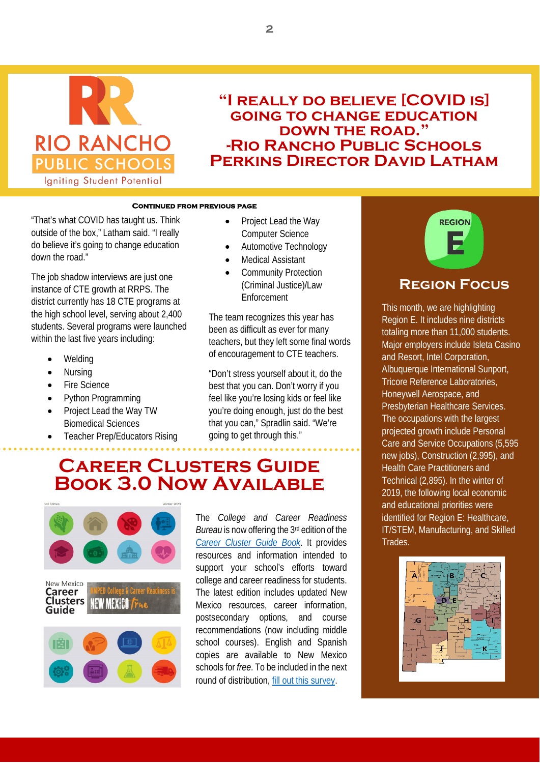# "I really do believe [COVID is] going to change education down the road." -Rio Rancho Public Schools Perkins Director David Latham

**Continued from previous page**

"That's what COVID has taught us. Think outside of the box," Latham said. "I really do believe it's going to change education down the road."

The job shadow interviews are just one instance of CTE growth at RRPS. The district currently has 18 CTE programs at the high school level, serving about 2,400 students. Several programs were launched within the last five years including:

- Welding
- Nursing
- Fire Science
- Python Programming
- Project Lead the Way TW Biomedical Sciences
- Teacher Prep/Educators Rising
- Project Lead the Way Computer Science
- Automotive Technology
- Medical Assistant
- Community Protection (Criminal Justice)/Law Enforcement

The team recognizes this year has been as difficult as ever for many teachers, but they left some final words of encouragement to CTE teachers.

"Don't stress yourself about it, do the best that you can. Don't worry if you feel like you're losing kids or feel like you're doing enough, just do the best that you can," Spradlin said. "We're going to get through this."

## Career Clusters Guide Book 3.0 Now Available

The *College and Career Readiness Bureau* is now offering the 3rd edition of the [Career Cluster Guide Book](). It provides resources and information intended to support your school's efforts toward college and career readiness for students. The latest edition includes updated New Mexico resources, career information, postsecondary options, and course recommendations (now including middle school courses). English and Spanish copies are available to New Mexico schools for *free*. To be included in the next round of distribution, [fill out this survey]().

## Region Focus

This month, we are highlighting Region E. It includes nine districts totaling more than 11,000 students. Major employers include Isleta Casino and Resort, Intel Corporation, Albuquerque International Sunport, Tricore Reference Laboratories, Honeywell Aerospace, and Presbyterian Healthcare Services. The occupations with the largest projected growth include Personal Care and Service Occupations (5,595 new jobs), Construction (2,995), and Health Care Practitioners and Technical (2,895). In the winter of 2019, the following local economic and educational priorities were identified for Region E: Healthcare, IT/STEM, Manufacturing, and Skilled Trades.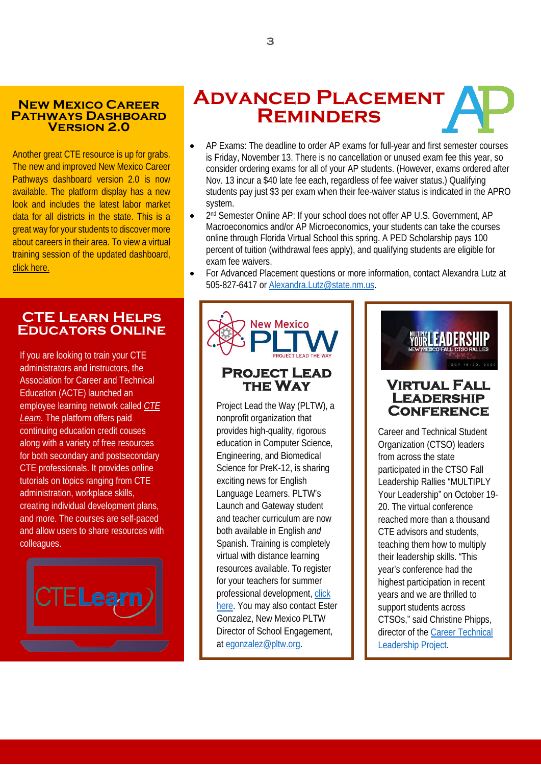## New Mexico Career Pathways Dashboard Version 2.0

Another great CTE resource is up for grabs. The new and improved New Mexico Career Pathways dashboard version 2.0 is now available. The platform display has a new look and includes the latest labor market data for all districts in the state. This is a great way for your students to discover more about careers in their area. To view a virtual training session of the updated dashboard, click here.

## CTE Learn Helps Educators Online

If you are looking to train your CTE administrators and instructors, the Association for Career and Technical Education (ACTE) launched an employee learning network called *CTE Learn.* The platform offers paid continuing education credit couses along with a variety of free resources for both secondary and postsecondary CTE professionals. It provides online tutorials on topics ranging from CTE administration, workplace skills, creating individual development plans, and more. The courses are self-paced and allow users to share resources with colleagues.

## Advanced Placement Reminders

- AP Exams: The deadline to order AP exams for full-year and first semester courses is Friday, November 13. There is no cancellation or unused exam fee this year, so consider ordering exams for all of your AP students. (However, exams ordered after Nov. 13 incur a $40 late fee each, regardless of fee waiver status.) Qualifying students pay just $3 per exam when their fee-waiver status is indicated in the APRO system.
- 2nd Semester Online AP: If your school does not offer AP U.S. Government, AP Macroeconomics and/or AP Microeconomics, your students can take the courses online through Florida Virtual School this spring. A PED Scholarship pays 100 percent of tuition (withdrawal fees apply), and qualifying students are eligible for exam fee waivers.
- For Advanced Placement questions or more information, contact Alexandra Lutz at 505-827-6417 or Alexandra.Lutz@state.nm.us.

## Project Lead the Way

Project Lead the Way (PLTW), a nonprofit organization that provides high-quality, rigorous education in Computer Science, Engineering, and Biomedical Science for PreK-12, is sharing exciting news for English Language Learners. PLTW's Launch and Gateway student and teacher curriculum are now both available in English *and* Spanish. Training is completely virtual with distance learning resources available. To register for your teachers for summer professional development, click here. You may also contact Ester Gonzalez, New Mexico PLTW Director of School Engagement, at egonzalez@pltw.org.

## Virtual Fall Leadership Conference

Career and Technical Student Organization (CTSO) leaders from across the state participated in the CTSO Fall Leadership Rallies "MULTIPLY Your Leadership" on October 19-20. The virtual conference reached more than a thousand CTE advisors and students, teaching them how to multiply their leadership skills. "This year's conference had the highest participation in recent years and we are thrilled to support students across CTSOs," said Christine Phipps, director of the Career Technical Leadership Project.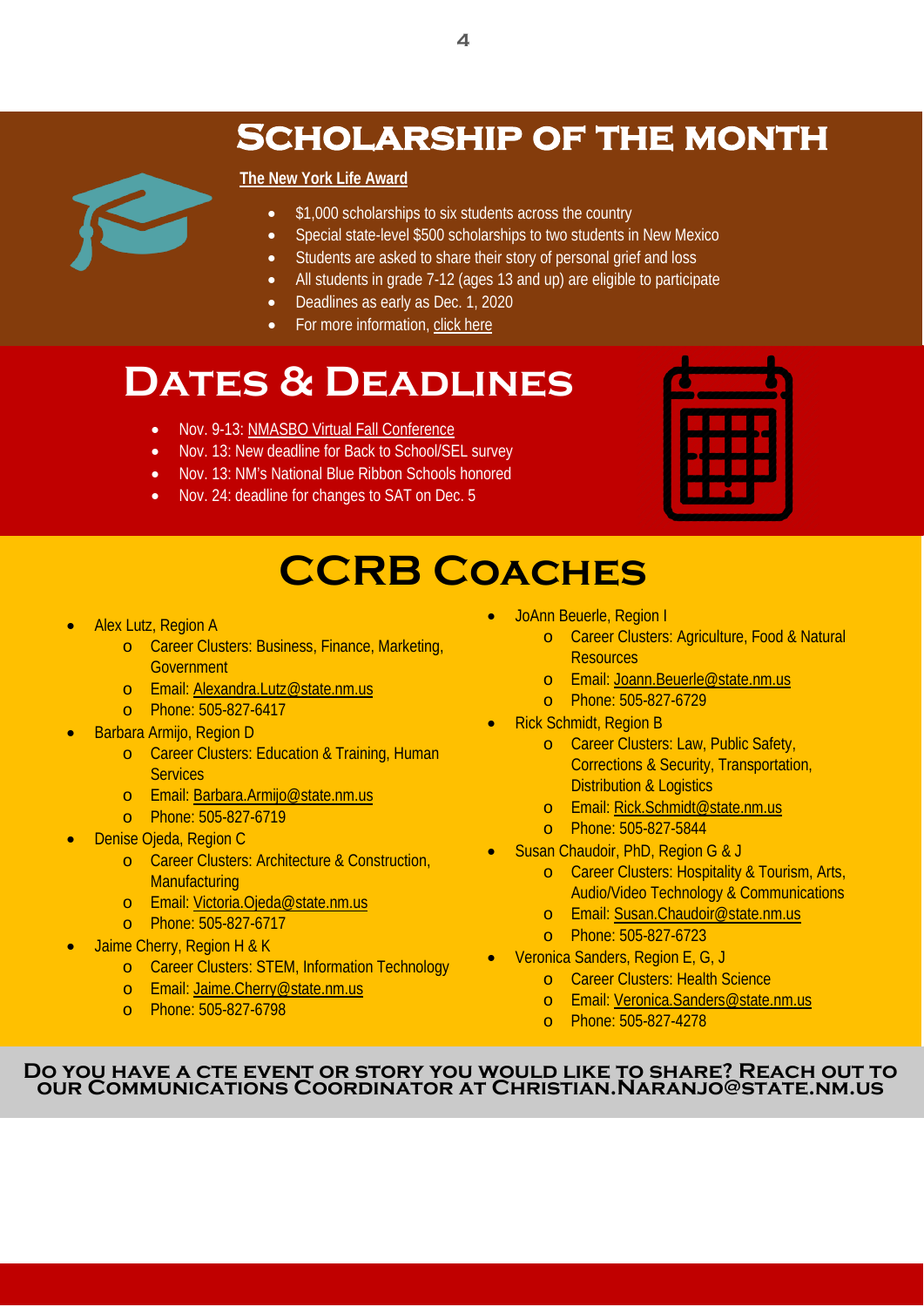# Scholarship of the Month

**The New York Life Award**

- $1,000 scholarships to six students across the country
- Special state-level $500 scholarships to two students in New Mexico
- Students are asked to share their story of personal grief and loss
- All students in grade 7-12 (ages 13 and up) are eligible to participate
- Deadlines as early as Dec. 1, 2020
- For more information, click here

# Dates & Deadlines

- Nov. 9-13: NMASBO Virtual Fall Conference
- Nov. 13: New deadline for Back to School/SEL survey
- Nov. 13: NM's National Blue Ribbon Schools honored
- Nov. 24: deadline for changes to SAT on Dec. 5

# CCRB Coaches

- Alex Lutz, Region A
  - Career Clusters: Business, Finance, Marketing, Government
  - Email: Alexandra.Lutz@state.nm.us
  - Phone: 505-827-6417
- Barbara Armijo, Region D
  - Career Clusters: Education & Training, Human Services
  - Email: Barbara.Armijo@state.nm.us
  - Phone: 505-827-6719
- Denise Ojeda, Region C
  - Career Clusters: Architecture & Construction, Manufacturing
  - Email: Victoria.Ojeda@state.nm.us
  - Phone: 505-827-6717
- Jaime Cherry, Region H & K
  - Career Clusters: STEM, Information Technology
  - Email: Jaime.Cherry@state.nm.us
  - Phone: 505-827-6798
- JoAnn Beuerle, Region I
  - Career Clusters: Agriculture, Food & Natural Resources
  - Email: Joann.Beuerle@state.nm.us
  - Phone: 505-827-6729
- Rick Schmidt, Region B
  - Career Clusters: Law, Public Safety, Corrections & Security, Transportation, Distribution & Logistics
  - Email: Rick.Schmidt@state.nm.us
  - Phone: 505-827-5844
- Susan Chaudoir, PhD, Region G & J
  - Career Clusters: Hospitality & Tourism, Arts, Audio/Video Technology & Communications
  - Email: Susan.Chaudoir@state.nm.us
  - Phone: 505-827-6723
- Veronica Sanders, Region E, G, J
  - Career Clusters: Health Science
  - Email: Veronica.Sanders@state.nm.us
  - Phone: 505-827-4278

**Do you have a CTE event or story you would like to share? Reach out to our Communications Coordinator at Christian.Naranjo@state.nm.us**